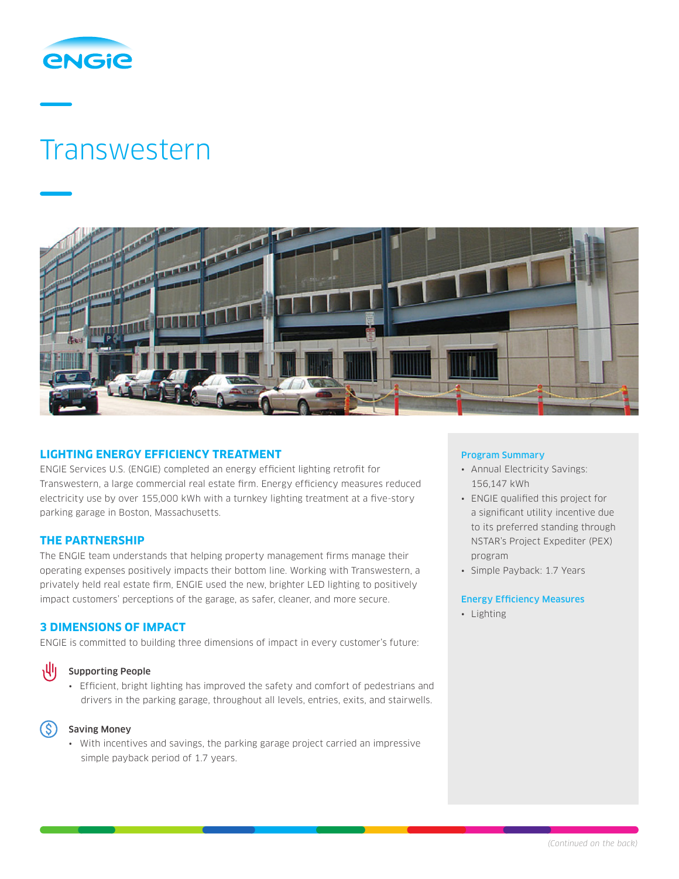# Transwestern

## LIGHTING ENERGY EFFICIENCY TREATMENT

ENGIE Services U.S. (ENGIE) completed an energy efficient lighting retrofit for Transwestern, a large commercial real estate firm. Energy efficiency measures reduced electricity use by over 155,000 kWh with a turnkey lighting treatment at a five-story parking garage in Boston, Massachusetts.

## THE PARTNERSHIP

The ENGIE team understands that helping property management firms manage their operating expenses positively impacts their bottom line. Working with Transwestern, a privately held real estate firm, ENGIE used the new, brighter LED lighting to positively impact customers' perceptions of the garage, as safer, cleaner, and more secure.

## 3 DIMENSIONS OF IMPACT

ENGIE is committed to building three dimensions of impact in every customer's future:

### Supporting People

- Efficient, bright lighting has improved the safety and comfort of pedestrians and drivers in the parking garage, throughout all levels, entries, exits, and stairwells.

### Saving Money

- With incentives and savings, the parking garage project carried an impressive simple payback period of 1.7 years.

### Program Summary

- Annual Electricity Savings: 156,147 kWh
- ENGIE qualified this project for a significant utility incentive due to its preferred standing through NSTAR's Project Expediter (PEX) program
- Simple Payback: 1.7 Years

### Energy Efficiency Measures

- Lighting

*(Continued on the back)*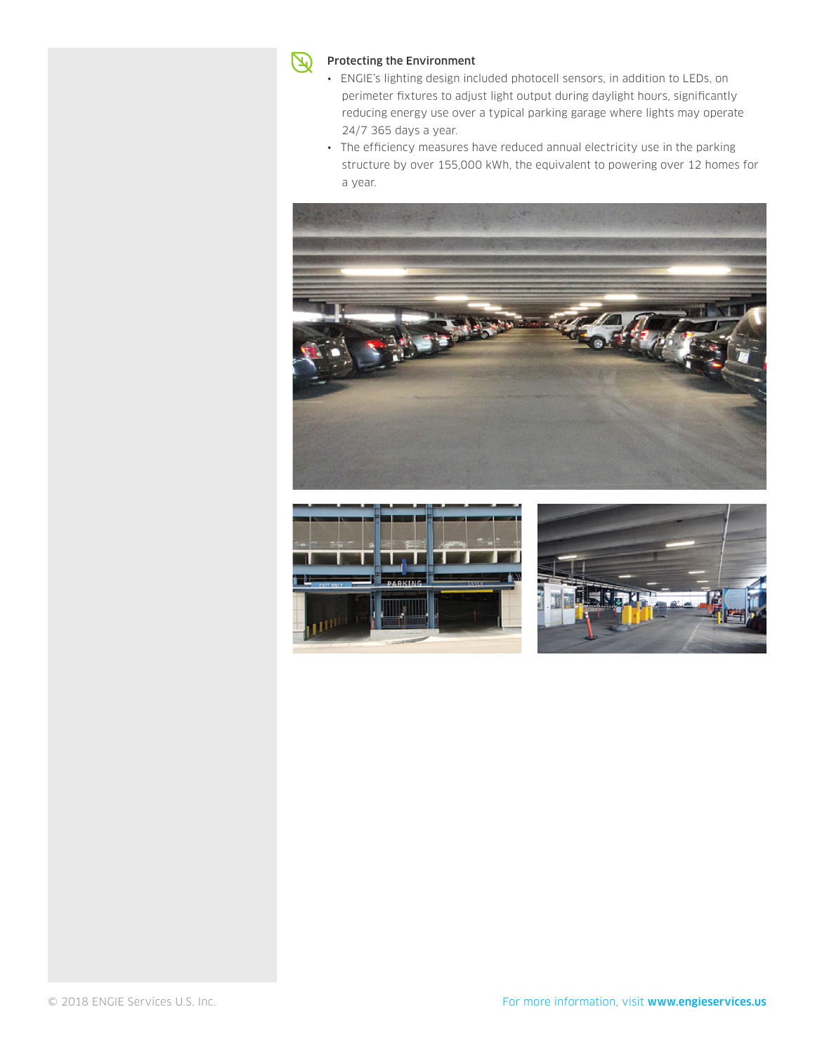### Protecting the Environment

- ENGIE's lighting design included photocell sensors, in addition to LEDs, on perimeter fixtures to adjust light output during daylight hours, significantly reducing energy use over a typical parking garage where lights may operate 24/7 365 days a year.
- The efficiency measures have reduced annual electricity use in the parking structure by over 155,000 kWh, the equivalent to powering over 12 homes for a year.

For more information, visit **www.engieservices.us**